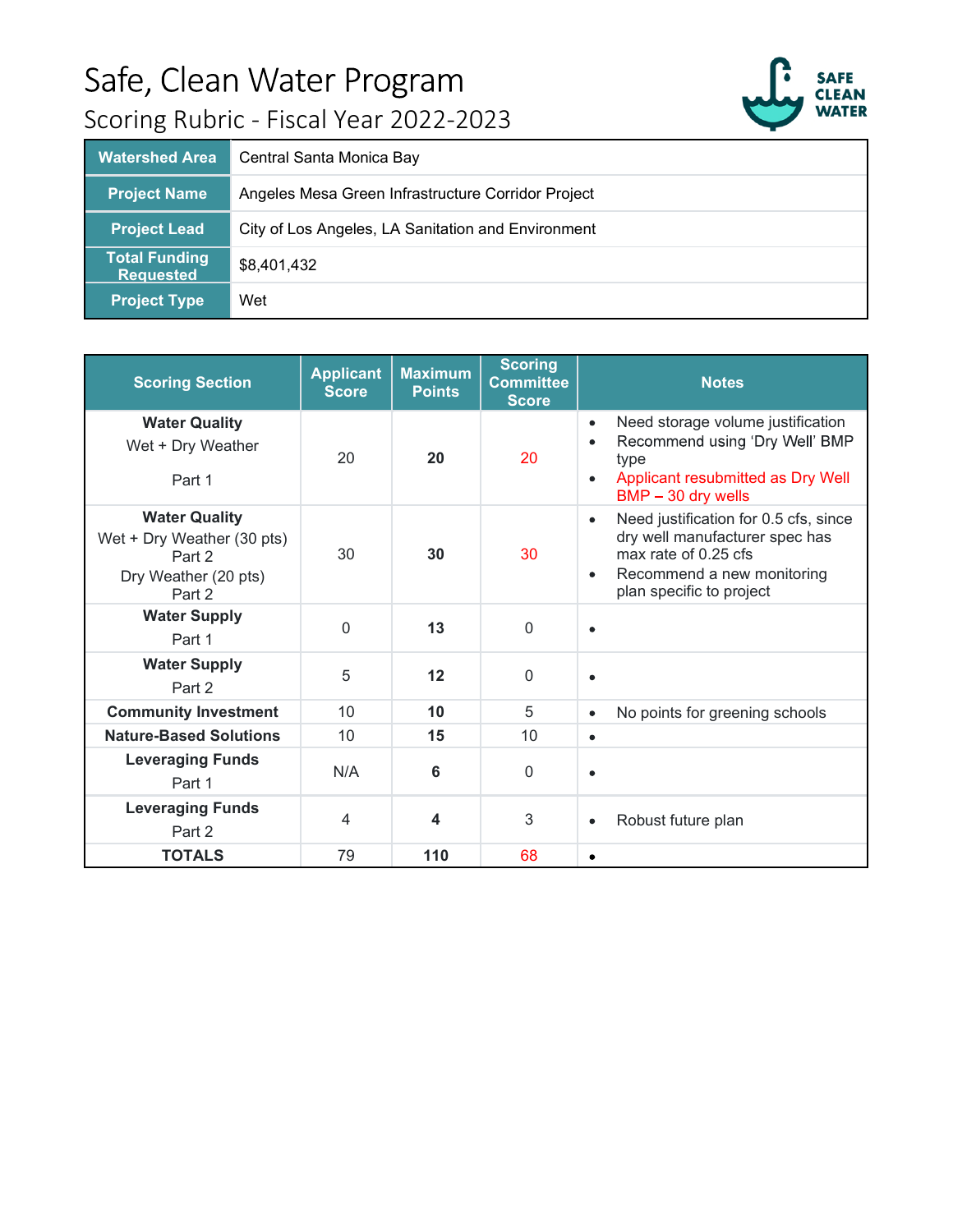# Safe, Clean Water Program

## Scoring Rubric - Fiscal Year 2022-2023

| | |
|---|---|
| **Watershed Area** | Central Santa Monica Bay |
| **Project Name** | Angeles Mesa Green Infrastructure Corridor Project |
| **Project Lead** | City of Los Angeles, LA Sanitation and Environment |
| **Total Funding Requested** | $8,401,432 |
| **Project Type** | Wet |

| Scoring Section | Applicant Score | Maximum Points | Scoring Committee Score | Notes |
|---|---|---|---|---|
| **Water Quality** Wet + Dry Weather Part 1 | 20 | **20** | 20 | • Need storage volume justification<br>• Recommend using 'Dry Well' BMP type<br>• Applicant resubmitted as Dry Well BMP – 30 dry wells |
| **Water Quality** Wet + Dry Weather (30 pts) Part 2 Dry Weather (20 pts) Part 2 | 30 | **30** | 30 | • Need justification for 0.5 cfs, since dry well manufacturer spec has max rate of 0.25 cfs<br>• Recommend a new monitoring plan specific to project |
| **Water Supply** Part 1 | 0 | **13** | 0 | • |
| **Water Supply** Part 2 | 5 | **12** | 0 | • |
| **Community Investment** | 10 | **10** | 5 | • No points for greening schools |
| **Nature-Based Solutions** | 10 | **15** | 10 | • |
| **Leveraging Funds** Part 1 | N/A | **6** | 0 | • |
| **Leveraging Funds** Part 2 | 4 | **4** | 3 | • Robust future plan |
| **TOTALS** | 79 | **110** | 68 | • |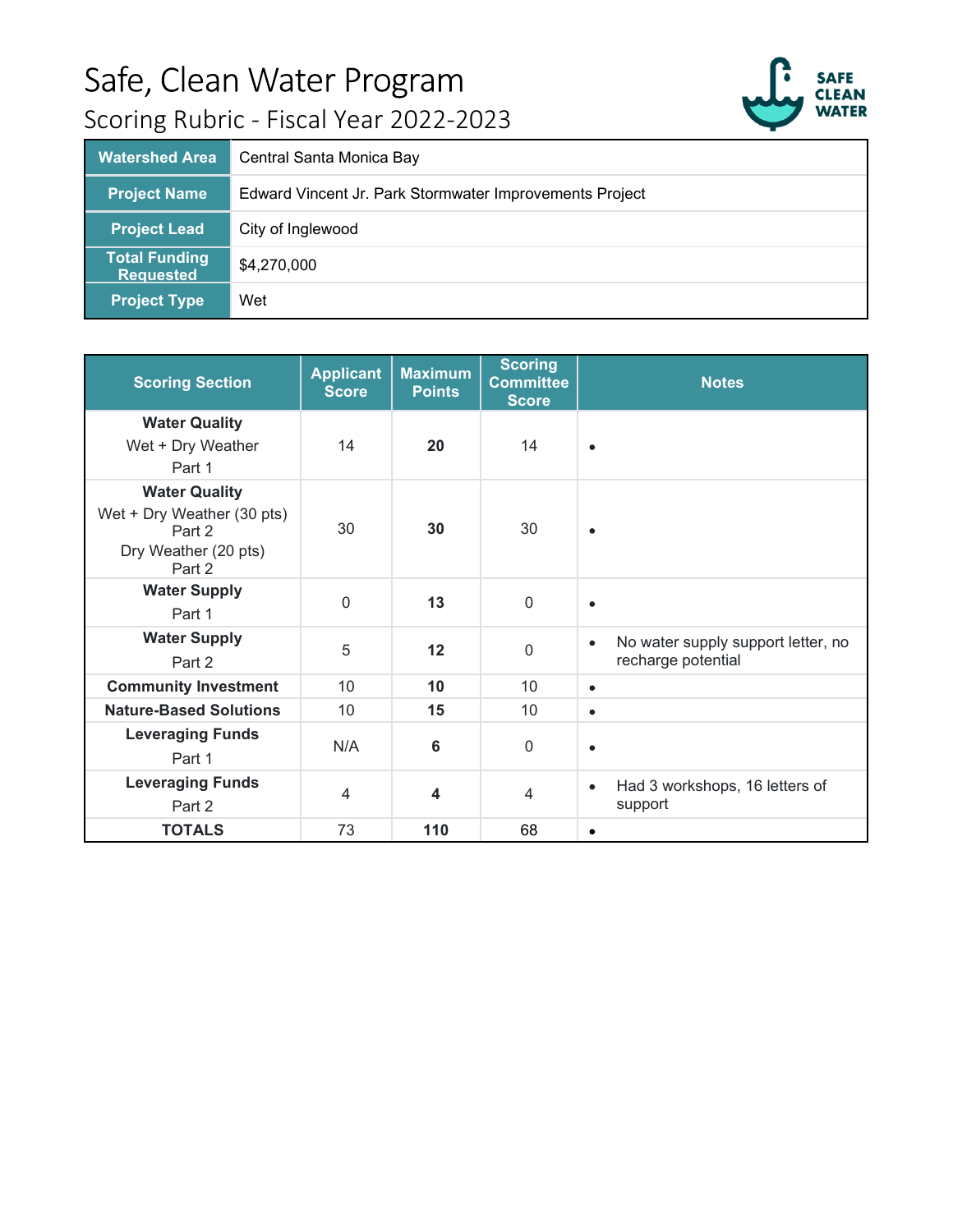# Safe, Clean Water Program

## Scoring Rubric - Fiscal Year 2022-2023

| | |
|---|---|
| **Watershed Area** | Central Santa Monica Bay |
| **Project Name** | Edward Vincent Jr. Park Stormwater Improvements Project |
| **Project Lead** | City of Inglewood |
| **Total Funding Requested** | $4,270,000 |
| **Project Type** | Wet |

| Scoring Section | Applicant Score | Maximum Points | Scoring Committee Score | Notes |
|---|---|---|---|---|
| **Water Quality** Wet + Dry Weather Part 1 | 14 | **20** | 14 | • |
| **Water Quality** Wet + Dry Weather (30 pts) Part 2 Dry Weather (20 pts) Part 2 | 30 | **30** | 30 | • |
| **Water Supply** Part 1 | 0 | **13** | 0 | • |
| **Water Supply** Part 2 | 5 | **12** | 0 | • No water supply support letter, no recharge potential |
| **Community Investment** | 10 | **10** | 10 | • |
| **Nature-Based Solutions** | 10 | **15** | 10 | • |
| **Leveraging Funds** Part 1 | N/A | **6** | 0 | • |
| **Leveraging Funds** Part 2 | 4 | **4** | 4 | • Had 3 workshops, 16 letters of support |
| **TOTALS** | 73 | **110** | 68 | • |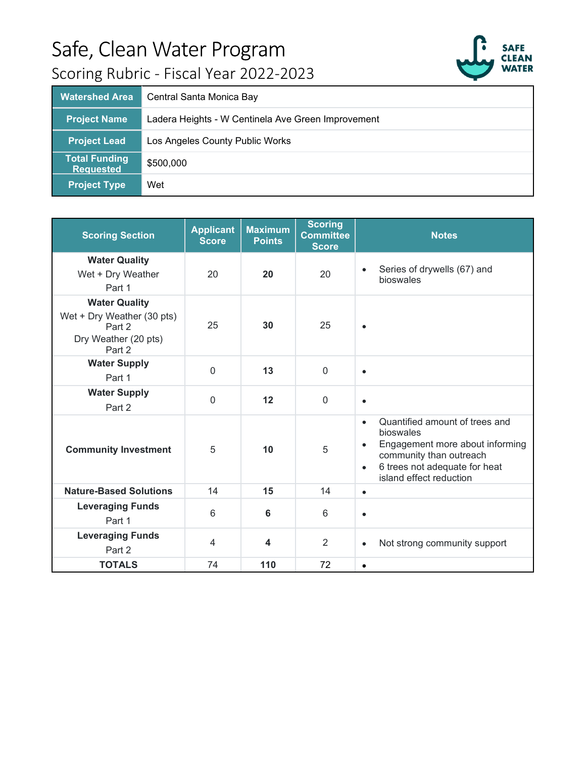# Safe, Clean Water Program

## Scoring Rubric - Fiscal Year 2022-2023

| Watershed Area | Central Santa Monica Bay |
|---|---|
| Project Name | Ladera Heights - W Centinela Ave Green Improvement |
| Project Lead | Los Angeles County Public Works |
| Total Funding Requested | $500,000 |
| Project Type | Wet |

| Scoring Section | Applicant Score | Maximum Points | Scoring Committee Score | Notes |
|---|---|---|---|---|
| **Water Quality** Wet + Dry Weather Part 1 | 20 | **20** | 20 | • Series of drywells (67) and bioswales |
| **Water Quality** Wet + Dry Weather (30 pts) Part 2 Dry Weather (20 pts) Part 2 | 25 | **30** | 25 | • |
| **Water Supply** Part 1 | 0 | **13** | 0 | • |
| **Water Supply** Part 2 | 0 | **12** | 0 | • |
| **Community Investment** | 5 | **10** | 5 | • Quantified amount of trees and bioswales • Engagement more about informing community than outreach • 6 trees not adequate for heat island effect reduction |
| **Nature-Based Solutions** | 14 | **15** | 14 | • |
| **Leveraging Funds** Part 1 | 6 | **6** | 6 | • |
| **Leveraging Funds** Part 2 | 4 | **4** | 2 | • Not strong community support |
| **TOTALS** | 74 | **110** | 72 | • |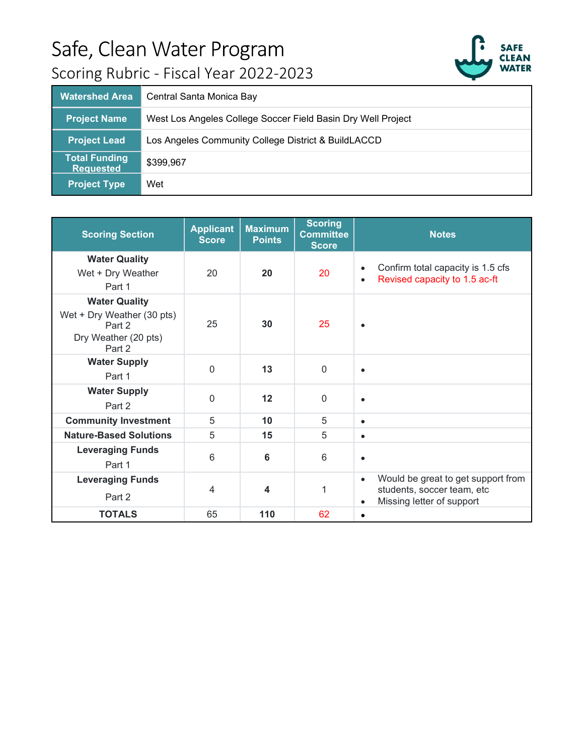# Safe, Clean Water Program

## Scoring Rubric - Fiscal Year 2022-2023

| | |
|---|---|
| **Watershed Area** | Central Santa Monica Bay |
| **Project Name** | West Los Angeles College Soccer Field Basin Dry Well Project |
| **Project Lead** | Los Angeles Community College District & BuildLACCD |
| **Total Funding Requested** | $399,967 |
| **Project Type** | Wet |

| Scoring Section | Applicant Score | Maximum Points | Scoring Committee Score | Notes |
|---|---|---|---|---|
| **Water Quality** Wet + Dry Weather Part 1 | 20 | **20** | 20 | • Confirm total capacity is 1.5 cfs • Revised capacity to 1.5 ac-ft |
| **Water Quality** Wet + Dry Weather (30 pts) Part 2 Dry Weather (20 pts) Part 2 | 25 | **30** | 25 | • |
| **Water Supply** Part 1 | 0 | **13** | 0 | • |
| **Water Supply** Part 2 | 0 | **12** | 0 | • |
| **Community Investment** | 5 | **10** | 5 | • |
| **Nature-Based Solutions** | 5 | **15** | 5 | • |
| **Leveraging Funds** Part 1 | 6 | **6** | 6 | • |
| **Leveraging Funds** Part 2 | 4 | **4** | 1 | • Would be great to get support from students, soccer team, etc • Missing letter of support |
| **TOTALS** | 65 | **110** | 62 | • |